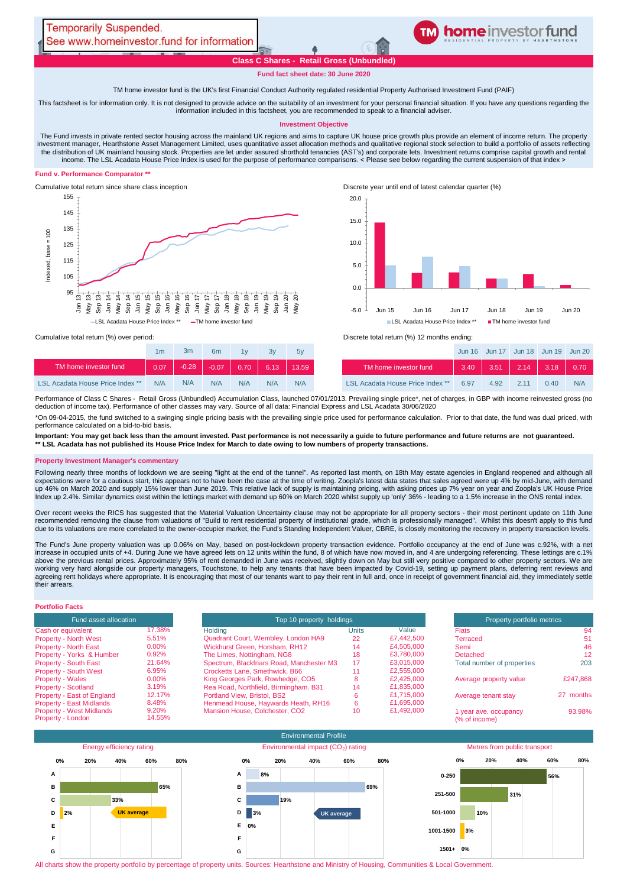Temporarily Suspended.
See www.homeinvestor.fund for information

**home investor fund** RESIDENTIAL PROPERTY BY HEARTHSTONE

## Class C Shares - Retail Gross (Unbundled)

**Fund fact sheet date: 30 June 2020**

TM home investor fund is the UK's first Financial Conduct Authority regulated residential Property Authorised Investment Fund (PAIF)

This factsheet is for information only. It is not designed to provide advice on the suitability of an investment for your personal financial situation. If you have any questions regarding the information included in this factsheet, you are recommended to speak to a financial adviser.

### Investment Objective

The Fund invests in private rented sector housing across the mainland UK regions and aims to capture UK house price growth plus provide an element of income return. The property investment manager, Hearthstone Asset Management Limited, uses quantitative asset allocation methods and qualitative regional stock selection to build a portfolio of assets reflecting the distribution of UK mainland housing stock. Properties are let under assured shorthold tenancies (AST's) and corporate lets. Investment returns comprise capital growth and rental income. The LSL Acadata House Price Index is used for the purpose of performance comparisons. < Please see below regarding the current suspension of that index >

### Fund v. Performance Comparator **

Cumulative total return since share class inception

Discrete year until end of latest calendar quarter (%)

| | Jun 15 | Jun 16 | Jun 17 | Jun 18 | Jun 19 | Jun 20 |
|---|---|---|---|---|---|---|
| LSL Acadata House Price Index ** | | | | | | |
| TM home investor fund | | | | | | |

Cumulative total return (%) over period:

| | 1m | 3m | 6m | 1y | 3y | 5y |
|---|---|---|---|---|---|---|
| TM home investor fund | 0.07 | -0.28 | -0.07 | 0.70 | 6.13 | 13.59 |
| LSL Acadata House Price Index ** | N/A | N/A | N/A | N/A | N/A | N/A |

Discrete total return (%) 12 months ending:

| | Jun 16 | Jun 17 | Jun 18 | Jun 19 | Jun 20 |
|---|---|---|---|---|---|
| TM home investor fund | 3.40 | 3.51 | 2.14 | 3.18 | 0.70 |
| LSL Acadata House Price Index ** | 6.97 | 4.92 | 2.11 | 0.40 | N/A |

Performance of Class C Shares - Retail Gross (Unbundled) Accumulation Class, launched 07/01/2013. Prevailing single price*, net of charges, in GBP with income reinvested gross (no deduction of income tax). Performance of other classes may vary. Source of all data: Financial Express and LSL Acadata 30/06/2020

*On 09-04-2015, the fund switched to a swinging single pricing basis with the prevailing single price used for performance calculation. Prior to that date, the fund was dual priced, with performance calculated on a bid-to-bid basis.

**Important: You may get back less than the amount invested. Past performance is not necessarily a guide to future performance and future returns are not guaranteed.**
**** LSL Acadata has not published its House Price Index for March to date owing to low numbers of property transactions.**

### Property Investment Manager's commentary

Following nearly three months of lockdown we are seeing "light at the end of the tunnel". As reported last month, on 18th May estate agencies in England reopened and although all expectations were for a cautious start, this appears not to have been the case at the time of writing. Zoopla's latest data states that sales agreed were up 4% by mid-June, with demand up 46% on March 2020 and supply 15% lower than June 2019. This relative lack of supply is maintaining pricing, with asking prices up 7% year on year and Zoopla's UK House Price Index up 2.4%. Similar dynamics exist within the lettings market with demand up 60% on March 2020 whilst supply up 'only' 36% - leading to a 1.5% increase in the ONS rental index.

Over recent weeks the RICS has suggested that the Material Valuation Uncertainty clause may not be appropriate for all property sectors - their most pertinent update on 11th June recommended removing the clause from valuations of "Build to rent residential property of institutional grade, which is professionally managed". Whilst this doesn't apply to this fund due to its valuations are more correlated to the owner-occupier market, the Fund's Standing Independent Valuer, CBRE, is closely monitoring the recovery in property transaction levels.

The Fund's June property valuation was up 0.06% on May, based on post-lockdown property transaction evidence. Portfolio occupancy at the end of June was c.92%, with a net increase in occupied units of +4. During June we have agreed lets on 12 units within the fund, 8 of which have now moved in, and 4 are undergoing referencing. These lettings are c.1% above the previous rental prices. Approximately 95% of rent demanded in June was received, slightly down on May but still very positive compared to other property sectors. We are working very hard alongside our property managers, Touchstone, to help any tenants that have been impacted by Covid-19, setting up payment plans, deferring rent reviews and agreeing rent holidays where appropriate. It is encouraging that most of our tenants want to pay their rent in full and, once in receipt of government financial aid, they immediately settle their arrears.

### Portfolio Facts

| Fund asset allocation | |
|---|---|
| Cash or equivalent | 17.38% |
| Property - North West | 5.51% |
| Property - North East | 0.00% |
| Property - Yorks & Humber | 0.92% |
| Property - South East | 21.64% |
| Property - South West | 6.95% |
| Property - Wales | 0.00% |
| Property - Scotland | 3.19% |
| Property - East of England | 12.17% |
| Property - East Midlands | 8.48% |
| Property - West Midlands | 9.20% |
| Property - London | 14.55% |

| Top 10 property holdings | | |
|---|---|---|
| Holding | Units | Value |
| Quadrant Court, Wembley, London HA9 | 22 | £7,442,500 |
| Wickhurst Green, Horsham, RH12 | 14 | £4,505,000 |
| The Limes, Nottingham, NG8 | 18 | £3,780,000 |
| Spectrum, Blackfriars Road, Manchester M3 | 17 | £3,015,000 |
| Crocketts Lane, Smethwick, B66 | 11 | £2,555,000 |
| King Georges Park, Rowhedge, CO5 | 8 | £2,425,000 |
| Rea Road, Northfield, Birmingham. B31 | 14 | £1,835,000 |
| Portland View, Bristol, BS2 | 6 | £1,715,000 |
| Henmead House, Haywards Heath, RH16 | 6 | £1,695,000 |
| Mansion House, Colchester, CO2 | 10 | £1,492,000 |

| Property portfolio metrics | |
|---|---|
| Flats | 94 |
| Terraced | 51 |
| Semi | 46 |
| Detached | 12 |
| Total number of properties | 203 |
| Average property value | £247,868 |
| Average tenant stay | 27 months |
| 1 year ave. occupancy (% of income) | 93.98% |

### Environmental Profile

Energy efficiency rating

| Rating | % |
|---|---|
| A | |
| B | 65% |
| C | 33% |
| D | 2% |
| E | |
| F | |
| G | |

UK average: D

Environmental impact ($CO_2$) rating

| Rating | % |
|---|---|
| A | 8% |
| B | 69% |
| C | 19% |
| D | 3% |
| E | 0% |
| F | |
| G | |

UK average: D

Metres from public transport

| Metres | % |
|---|---|
| 0-250 | 56% |
| 251-500 | 31% |
| 501-1000 | 10% |
| 1001-1500 | 3% |
| 1501+ | 0% |

All charts show the property portfolio by percentage of property units. Sources: Hearthstone and Ministry of Housing, Communities & Local Government.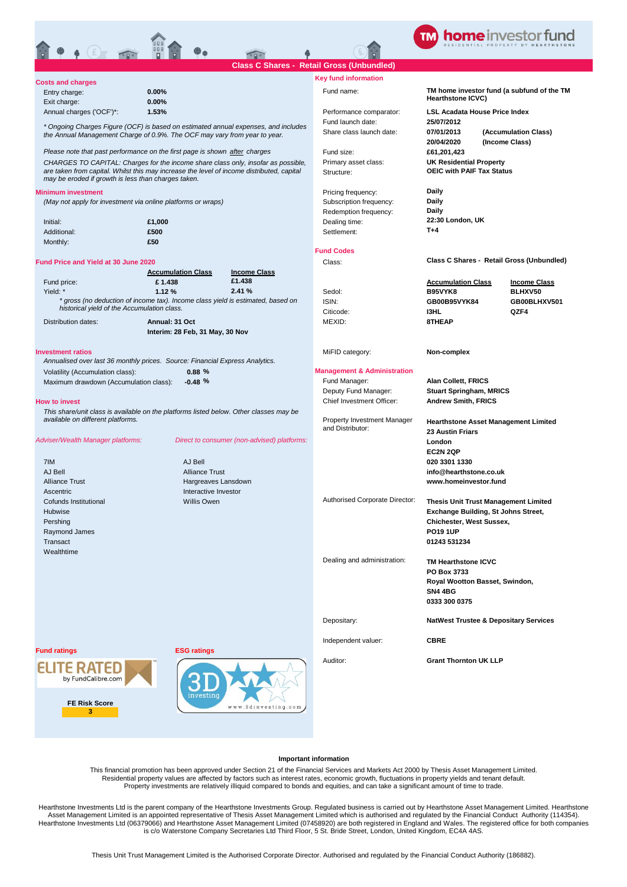## Class C Shares - Retail Gross (Unbundled)

### Costs and charges

| | |
|---|---|
| Entry charge: | **0.00%** |
| Exit charge: | **0.00%** |
| Annual charges ('OCF')*: | **1.53%** |

*\* Ongoing Charges Figure (OCF) is based on estimated annual expenses, and includes the Annual Management Charge of 0.9%. The OCF may vary from year to year.*

*Please note that past performance on the first page is shown after charges*

*CHARGES TO CAPITAL: Charges for the income share class only, insofar as possible, are taken from capital. Whilst this may increase the level of income distributed, capital may be eroded if growth is less than charges taken.*

### Minimum investment

*(May not apply for investment via online platforms or wraps)*

| | |
|---|---|
| Initial: | **£1,000** |
| Additional: | **£500** |
| Monthly: | **£50** |

### Fund Price and Yield at 30 June 2020

| | Accumulation Class | Income Class |
|---|---|---|
| Fund price: | **£ 1.438** | **£1.438** |
| Yield: * | **1.12 %** | **2.41 %** |

*\* gross (no deduction of income tax). Income class yield is estimated, based on historical yield of the Accumulation class.*

Distribution dates: **Annual: 31 Oct**
**Interim: 28 Feb, 31 May, 30 Nov**

### Investment ratios

*Annualised over last 36 monthly prices. Source: Financial Express Analytics.*

| | |
|---|---|
| Volatility (Accumulation class): | **0.88 %** |
| Maximum drawdown (Accumulation class): | **-0.48 %** |

### How to invest

*This share/unit class is available on the platforms listed below. Other classes may be available on different platforms.*

| *Adviser/Wealth Manager platforms:* | *Direct to consumer (non-advised) platforms:* |
|---|---|
| 7IM | AJ Bell |
| AJ Bell | Alliance Trust |
| Alliance Trust | Hargreaves Lansdown |
| Ascentric | Interactive Investor |
| Cofunds Institutional | Willis Owen |
| Hubwise | |
| Pershing | |
| Raymond James | |
| Transact | |
| Wealthtime | |

### Fund ratings

ELITE RATED by FundCalibre.com

FE Risk Score
3

### ESG ratings

3D investing
www.3dinvesting.com

### Key fund information

| | |
|---|---|
| Fund name: | **TM home investor fund (a subfund of the TM Hearthstone ICVC)** |
| Performance comparator: | **LSL Acadata House Price Index** |
| Fund launch date: | **25/07/2012** |
| Share class launch date: | **07/01/2013 (Accumulation Class)**<br>**20/04/2020 (Income Class)** |
| Fund size: | **£61,201,423** |
| Primary asset class: | **UK Residential Property** |
| Structure: | **OEIC with PAIF Tax Status** |
| Pricing frequency: | **Daily** |
| Subscription frequency: | **Daily** |
| Redemption frequency: | **Daily** |
| Dealing time: | **22:30 London, UK** |
| Settlement: | **T+4** |

### Fund Codes

Class: **Class C Shares - Retail Gross (Unbundled)**

| | Accumulation Class | Income Class |
|---|---|---|
| Sedol: | **B95VYK8** | **BLHXV50** |
| ISIN: | **GB00B95VYK84** | **GB00BLHXV501** |
| Citicode: | **I3HL** | **QZF4** |
| MEXID: | **8THEAP** | |

MiFID category: **Non-complex**

### Management & Administration

| | |
|---|---|
| Fund Manager: | **Alan Collett, FRICS** |
| Deputy Fund Manager: | **Stuart Springham, MRICS** |
| Chief Investment Officer: | **Andrew Smith, FRICS** |
| Property Investment Manager and Distributor: | **Hearthstone Asset Management Limited**<br>**23 Austin Friars**<br>**London**<br>**EC2N 2QP**<br>**020 3301 1330**<br>**info@hearthstone.co.uk**<br>**www.homeinvestor.fund** |
| Authorised Corporate Director: | **Thesis Unit Trust Management Limited**<br>**Exchange Building, St Johns Street,**<br>**Chichester, West Sussex,**<br>**PO19 1UP**<br>**01243 531234** |
| Dealing and administration: | **TM Hearthstone ICVC**<br>**PO Box 3733**<br>**Royal Wootton Basset, Swindon,**<br>**SN4 4BG**<br>**0333 300 0375** |
| Depositary: | **NatWest Trustee & Depositary Services** |
| Independent valuer: | **CBRE** |
| Auditor: | **Grant Thornton UK LLP** |

**Important information**

This financial promotion has been approved under Section 21 of the Financial Services and Markets Act 2000 by Thesis Asset Management Limited. Residential property values are affected by factors such as interest rates, economic growth, fluctuations in property yields and tenant default. Property investments are relatively illiquid compared to bonds and equities, and can take a significant amount of time to trade.

Hearthstone Investments Ltd is the parent company of the Hearthstone Investments Group. Regulated business is carried out by Hearthstone Asset Management Limited. Hearthstone Asset Management Limited is an appointed representative of Thesis Asset Management Limited which is authorised and regulated by the Financial Conduct Authority (114354). Hearthstone Investments Ltd (06379066) and Hearthstone Asset Management Limited (07458920) are both registered in England and Wales. The registered office for both companies is c/o Waterstone Company Secretaries Ltd Third Floor, 5 St. Bride Street, London, United Kingdom, EC4A 4AS.

Thesis Unit Trust Management Limited is the Authorised Corporate Director. Authorised and regulated by the Financial Conduct Authority (186882).